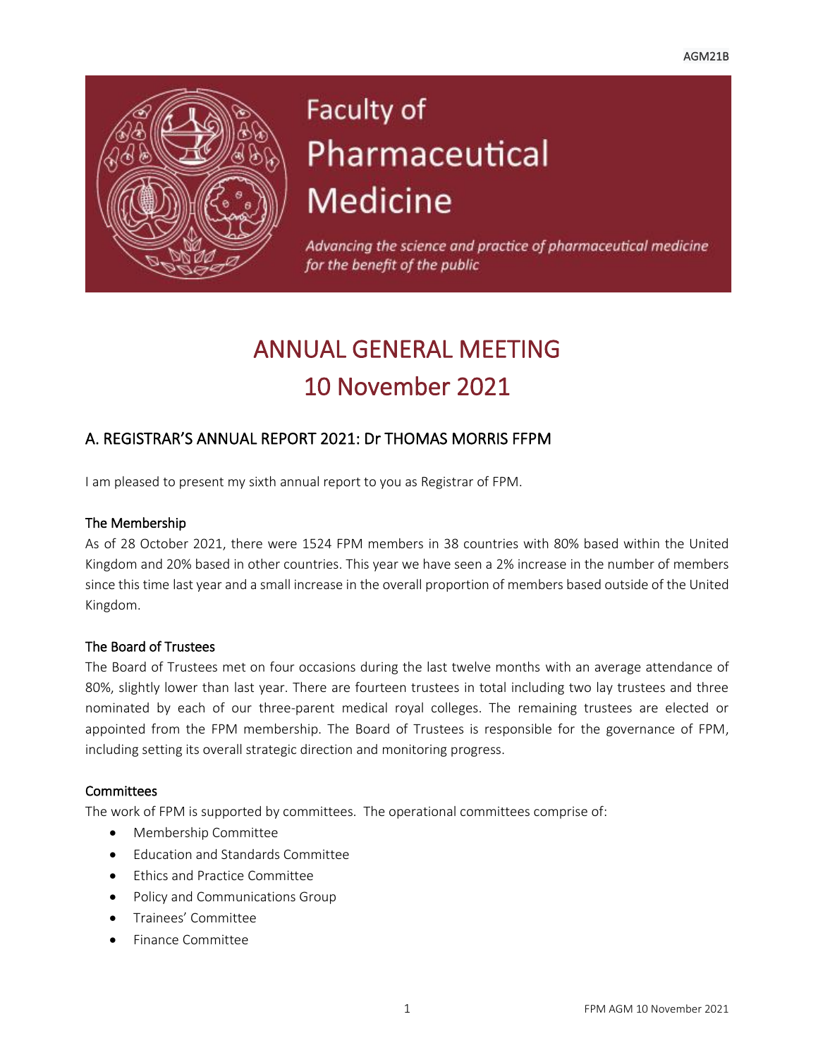AGM21B

Faculty of Pharmaceutical Medicine

*Advancing the science and practice of pharmaceutical medicine for the benefit of the public*

# ANNUAL GENERAL MEETING
# 10 November 2021

## A. REGISTRAR'S ANNUAL REPORT 2021: Dr THOMAS MORRIS FFPM

I am pleased to present my sixth annual report to you as Registrar of FPM.

### The Membership

As of 28 October 2021, there were 1524 FPM members in 38 countries with 80% based within the United Kingdom and 20% based in other countries. This year we have seen a 2% increase in the number of members since this time last year and a small increase in the overall proportion of members based outside of the United Kingdom.

### The Board of Trustees

The Board of Trustees met on four occasions during the last twelve months with an average attendance of 80%, slightly lower than last year. There are fourteen trustees in total including two lay trustees and three nominated by each of our three-parent medical royal colleges. The remaining trustees are elected or appointed from the FPM membership. The Board of Trustees is responsible for the governance of FPM, including setting its overall strategic direction and monitoring progress.

### Committees

The work of FPM is supported by committees. The operational committees comprise of:

- Membership Committee
- Education and Standards Committee
- Ethics and Practice Committee
- Policy and Communications Group
- Trainees' Committee
- Finance Committee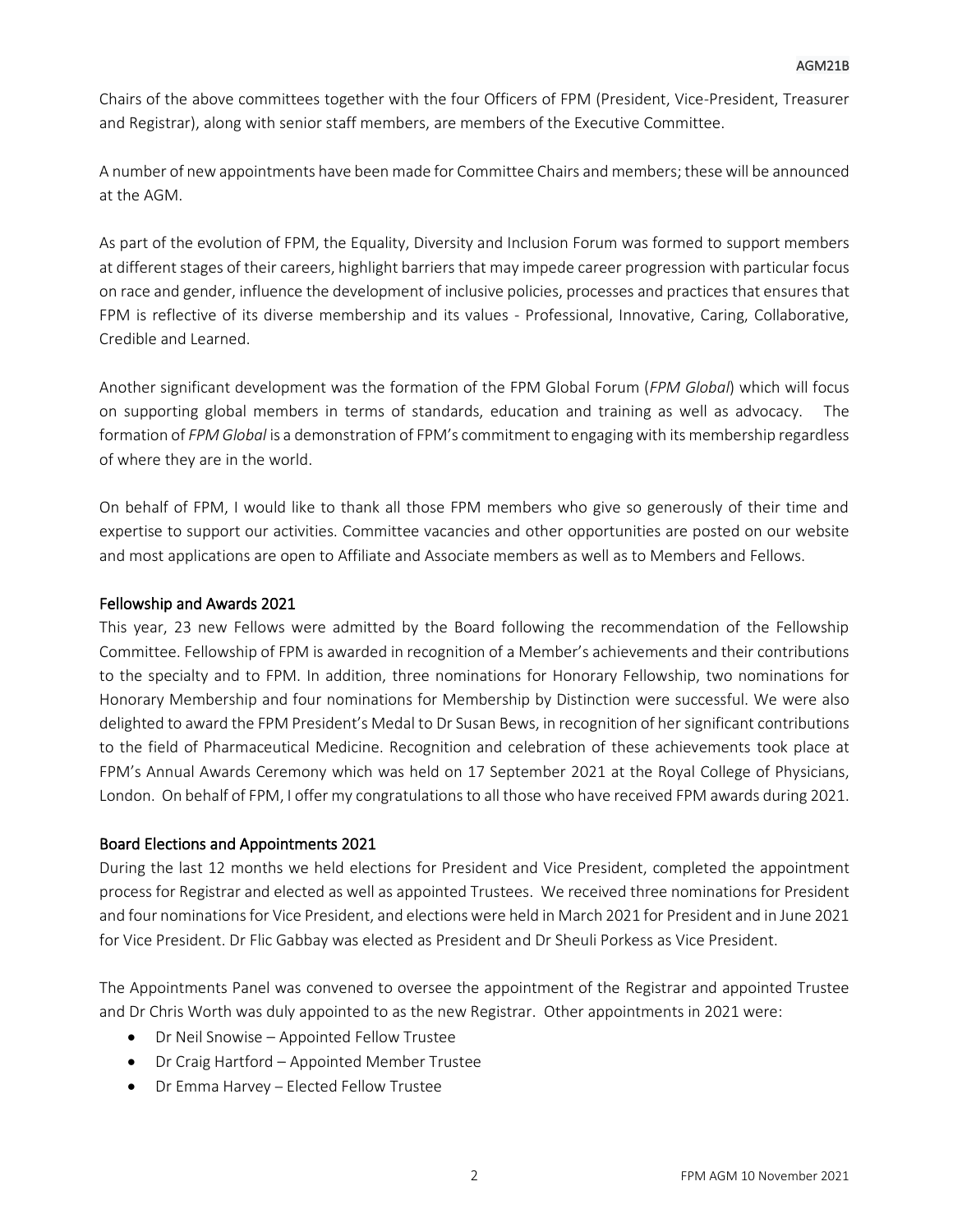Chairs of the above committees together with the four Officers of FPM (President, Vice-President, Treasurer and Registrar), along with senior staff members, are members of the Executive Committee.

A number of new appointments have been made for Committee Chairs and members; these will be announced at the AGM.

As part of the evolution of FPM, the Equality, Diversity and Inclusion Forum was formed to support members at different stages of their careers, highlight barriers that may impede career progression with particular focus on race and gender, influence the development of inclusive policies, processes and practices that ensures that FPM is reflective of its diverse membership and its values - Professional, Innovative, Caring, Collaborative, Credible and Learned.

Another significant development was the formation of the FPM Global Forum (*FPM Global*) which will focus on supporting global members in terms of standards, education and training as well as advocacy. The formation of *FPM Global* is a demonstration of FPM's commitment to engaging with its membership regardless of where they are in the world.

On behalf of FPM, I would like to thank all those FPM members who give so generously of their time and expertise to support our activities. Committee vacancies and other opportunities are posted on our website and most applications are open to Affiliate and Associate members as well as to Members and Fellows.

## Fellowship and Awards 2021

This year, 23 new Fellows were admitted by the Board following the recommendation of the Fellowship Committee. Fellowship of FPM is awarded in recognition of a Member's achievements and their contributions to the specialty and to FPM. In addition, three nominations for Honorary Fellowship, two nominations for Honorary Membership and four nominations for Membership by Distinction were successful. We were also delighted to award the FPM President's Medal to Dr Susan Bews, in recognition of her significant contributions to the field of Pharmaceutical Medicine. Recognition and celebration of these achievements took place at FPM's Annual Awards Ceremony which was held on 17 September 2021 at the Royal College of Physicians, London. On behalf of FPM, I offer my congratulations to all those who have received FPM awards during 2021.

## Board Elections and Appointments 2021

During the last 12 months we held elections for President and Vice President, completed the appointment process for Registrar and elected as well as appointed Trustees. We received three nominations for President and four nominations for Vice President, and elections were held in March 2021 for President and in June 2021 for Vice President. Dr Flic Gabbay was elected as President and Dr Sheuli Porkess as Vice President.

The Appointments Panel was convened to oversee the appointment of the Registrar and appointed Trustee and Dr Chris Worth was duly appointed to as the new Registrar. Other appointments in 2021 were:

- Dr Neil Snowise – Appointed Fellow Trustee
- Dr Craig Hartford – Appointed Member Trustee
- Dr Emma Harvey – Elected Fellow Trustee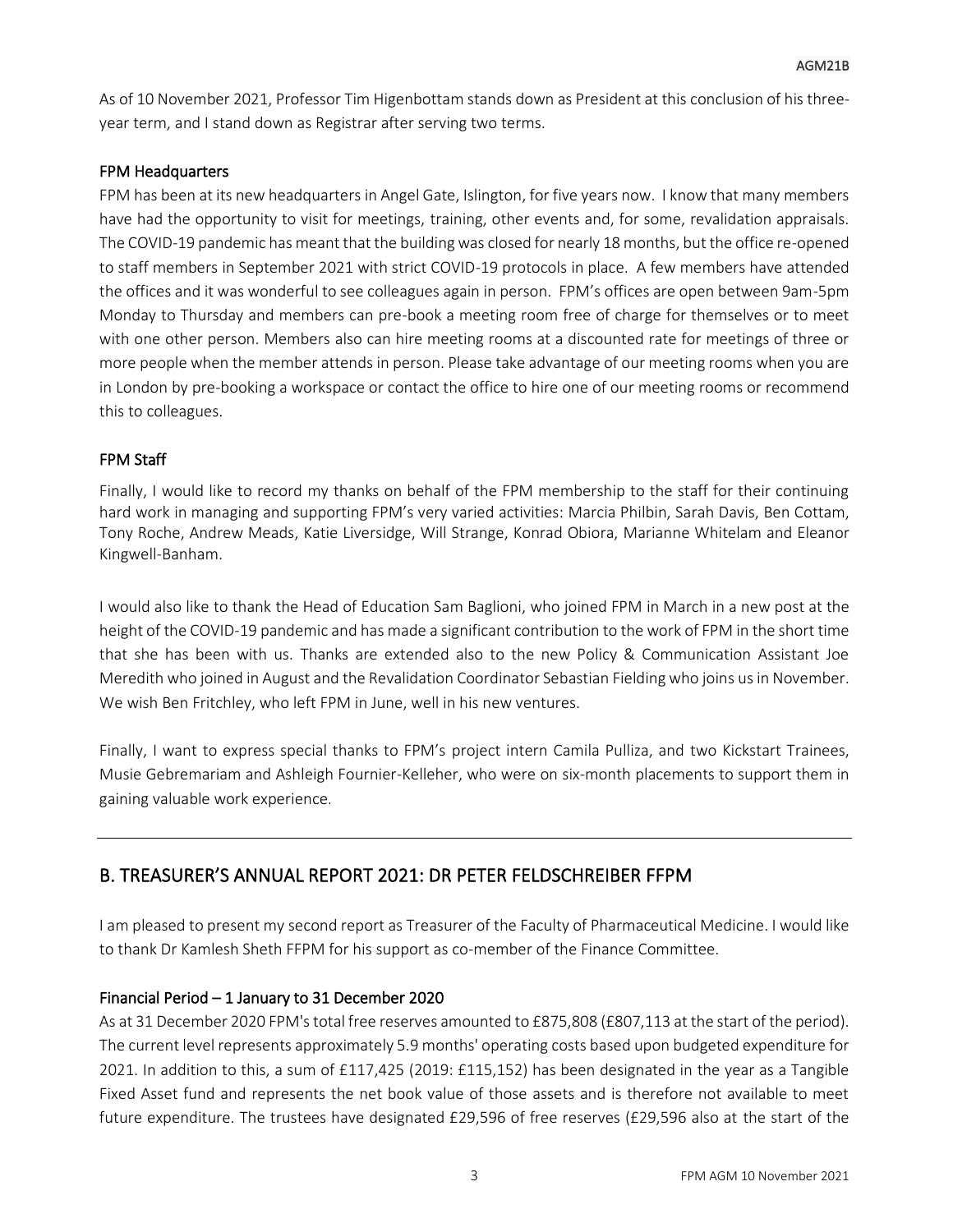As of 10 November 2021, Professor Tim Higenbottam stands down as President at this conclusion of his three-year term, and I stand down as Registrar after serving two terms.

### FPM Headquarters

FPM has been at its new headquarters in Angel Gate, Islington, for five years now. I know that many members have had the opportunity to visit for meetings, training, other events and, for some, revalidation appraisals. The COVID-19 pandemic has meant that the building was closed for nearly 18 months, but the office re-opened to staff members in September 2021 with strict COVID-19 protocols in place. A few members have attended the offices and it was wonderful to see colleagues again in person. FPM's offices are open between 9am-5pm Monday to Thursday and members can pre-book a meeting room free of charge for themselves or to meet with one other person. Members also can hire meeting rooms at a discounted rate for meetings of three or more people when the member attends in person. Please take advantage of our meeting rooms when you are in London by pre-booking a workspace or contact the office to hire one of our meeting rooms or recommend this to colleagues.

### FPM Staff

Finally, I would like to record my thanks on behalf of the FPM membership to the staff for their continuing hard work in managing and supporting FPM's very varied activities: Marcia Philbin, Sarah Davis, Ben Cottam, Tony Roche, Andrew Meads, Katie Liversidge, Will Strange, Konrad Obiora, Marianne Whitelam and Eleanor Kingwell-Banham.

I would also like to thank the Head of Education Sam Baglioni, who joined FPM in March in a new post at the height of the COVID-19 pandemic and has made a significant contribution to the work of FPM in the short time that she has been with us. Thanks are extended also to the new Policy & Communication Assistant Joe Meredith who joined in August and the Revalidation Coordinator Sebastian Fielding who joins us in November. We wish Ben Fritchley, who left FPM in June, well in his new ventures.

Finally, I want to express special thanks to FPM's project intern Camila Pulliza, and two Kickstart Trainees, Musie Gebremariam and Ashleigh Fournier-Kelleher, who were on six-month placements to support them in gaining valuable work experience.

---

## B. TREASURER'S ANNUAL REPORT 2021: DR PETER FELDSCHREIBER FFPM

I am pleased to present my second report as Treasurer of the Faculty of Pharmaceutical Medicine. I would like to thank Dr Kamlesh Sheth FFPM for his support as co-member of the Finance Committee.

### Financial Period – 1 January to 31 December 2020

As at 31 December 2020 FPM's total free reserves amounted to £875,808 (£807,113 at the start of the period). The current level represents approximately 5.9 months' operating costs based upon budgeted expenditure for 2021. In addition to this, a sum of £117,425 (2019: £115,152) has been designated in the year as a Tangible Fixed Asset fund and represents the net book value of those assets and is therefore not available to meet future expenditure. The trustees have designated £29,596 of free reserves (£29,596 also at the start of the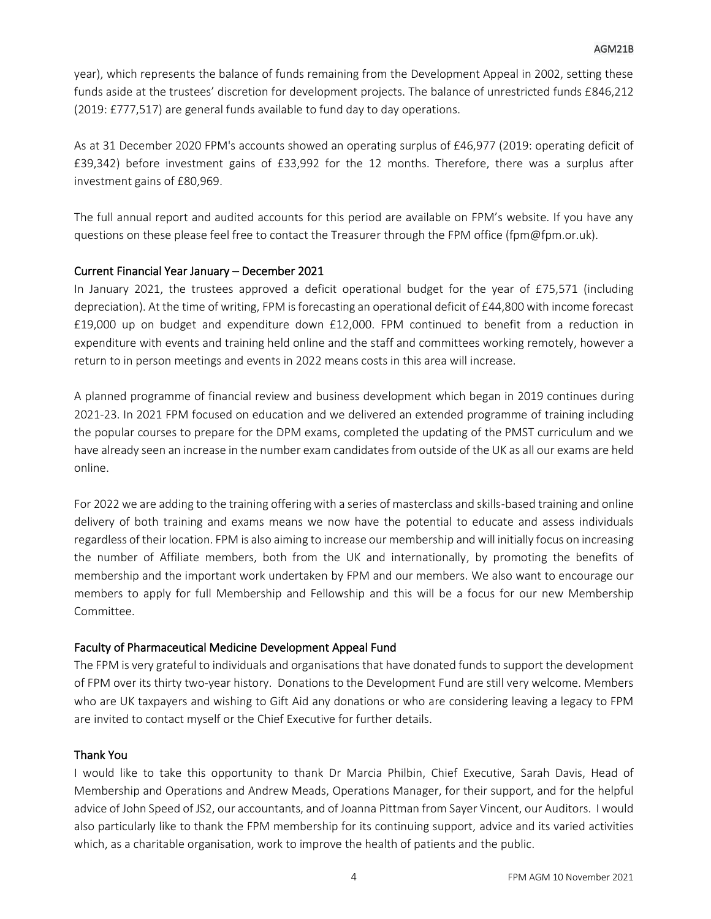year), which represents the balance of funds remaining from the Development Appeal in 2002, setting these funds aside at the trustees' discretion for development projects. The balance of unrestricted funds £846,212 (2019: £777,517) are general funds available to fund day to day operations.

As at 31 December 2020 FPM's accounts showed an operating surplus of £46,977 (2019: operating deficit of £39,342) before investment gains of £33,992 for the 12 months. Therefore, there was a surplus after investment gains of £80,969.

The full annual report and audited accounts for this period are available on FPM's website. If you have any questions on these please feel free to contact the Treasurer through the FPM office (fpm@fpm.or.uk).

## Current Financial Year January – December 2021

In January 2021, the trustees approved a deficit operational budget for the year of £75,571 (including depreciation). At the time of writing, FPM is forecasting an operational deficit of £44,800 with income forecast £19,000 up on budget and expenditure down £12,000. FPM continued to benefit from a reduction in expenditure with events and training held online and the staff and committees working remotely, however a return to in person meetings and events in 2022 means costs in this area will increase.

A planned programme of financial review and business development which began in 2019 continues during 2021-23. In 2021 FPM focused on education and we delivered an extended programme of training including the popular courses to prepare for the DPM exams, completed the updating of the PMST curriculum and we have already seen an increase in the number exam candidates from outside of the UK as all our exams are held online.

For 2022 we are adding to the training offering with a series of masterclass and skills-based training and online delivery of both training and exams means we now have the potential to educate and assess individuals regardless of their location. FPM is also aiming to increase our membership and will initially focus on increasing the number of Affiliate members, both from the UK and internationally, by promoting the benefits of membership and the important work undertaken by FPM and our members. We also want to encourage our members to apply for full Membership and Fellowship and this will be a focus for our new Membership Committee.

## Faculty of Pharmaceutical Medicine Development Appeal Fund

The FPM is very grateful to individuals and organisations that have donated funds to support the development of FPM over its thirty two-year history. Donations to the Development Fund are still very welcome. Members who are UK taxpayers and wishing to Gift Aid any donations or who are considering leaving a legacy to FPM are invited to contact myself or the Chief Executive for further details.

## Thank You

I would like to take this opportunity to thank Dr Marcia Philbin, Chief Executive, Sarah Davis, Head of Membership and Operations and Andrew Meads, Operations Manager, for their support, and for the helpful advice of John Speed of JS2, our accountants, and of Joanna Pittman from Sayer Vincent, our Auditors. I would also particularly like to thank the FPM membership for its continuing support, advice and its varied activities which, as a charitable organisation, work to improve the health of patients and the public.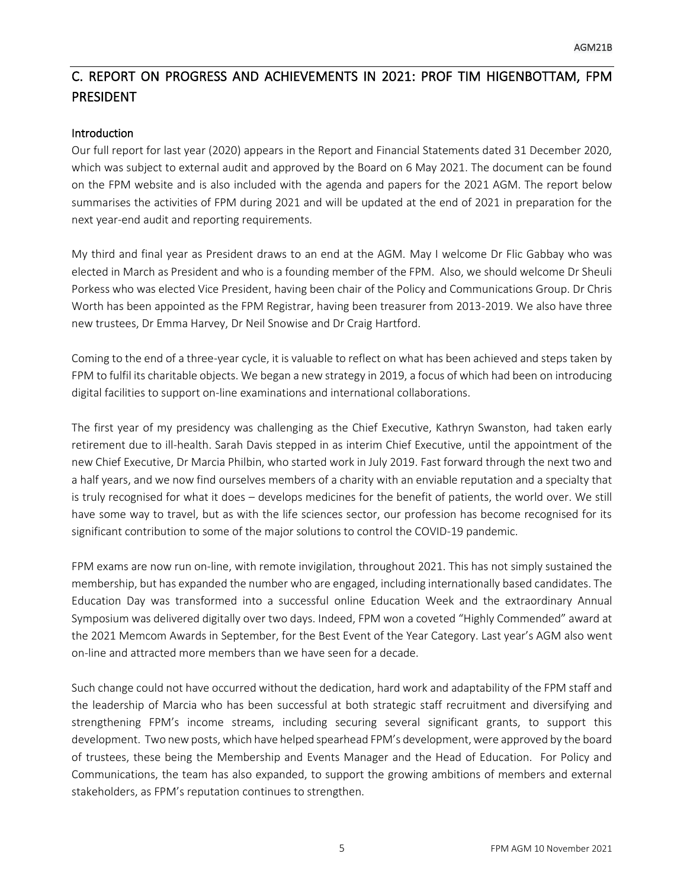## C. REPORT ON PROGRESS AND ACHIEVEMENTS IN 2021: PROF TIM HIGENBOTTAM, FPM PRESIDENT

### Introduction

Our full report for last year (2020) appears in the Report and Financial Statements dated 31 December 2020, which was subject to external audit and approved by the Board on 6 May 2021. The document can be found on the FPM website and is also included with the agenda and papers for the 2021 AGM. The report below summarises the activities of FPM during 2021 and will be updated at the end of 2021 in preparation for the next year-end audit and reporting requirements.

My third and final year as President draws to an end at the AGM. May I welcome Dr Flic Gabbay who was elected in March as President and who is a founding member of the FPM. Also, we should welcome Dr Sheuli Porkess who was elected Vice President, having been chair of the Policy and Communications Group. Dr Chris Worth has been appointed as the FPM Registrar, having been treasurer from 2013-2019. We also have three new trustees, Dr Emma Harvey, Dr Neil Snowise and Dr Craig Hartford.

Coming to the end of a three-year cycle, it is valuable to reflect on what has been achieved and steps taken by FPM to fulfil its charitable objects. We began a new strategy in 2019, a focus of which had been on introducing digital facilities to support on-line examinations and international collaborations.

The first year of my presidency was challenging as the Chief Executive, Kathryn Swanston, had taken early retirement due to ill-health. Sarah Davis stepped in as interim Chief Executive, until the appointment of the new Chief Executive, Dr Marcia Philbin, who started work in July 2019. Fast forward through the next two and a half years, and we now find ourselves members of a charity with an enviable reputation and a specialty that is truly recognised for what it does – develops medicines for the benefit of patients, the world over. We still have some way to travel, but as with the life sciences sector, our profession has become recognised for its significant contribution to some of the major solutions to control the COVID-19 pandemic.

FPM exams are now run on-line, with remote invigilation, throughout 2021. This has not simply sustained the membership, but has expanded the number who are engaged, including internationally based candidates. The Education Day was transformed into a successful online Education Week and the extraordinary Annual Symposium was delivered digitally over two days. Indeed, FPM won a coveted "Highly Commended" award at the 2021 Memcom Awards in September, for the Best Event of the Year Category. Last year's AGM also went on-line and attracted more members than we have seen for a decade.

Such change could not have occurred without the dedication, hard work and adaptability of the FPM staff and the leadership of Marcia who has been successful at both strategic staff recruitment and diversifying and strengthening FPM's income streams, including securing several significant grants, to support this development. Two new posts, which have helped spearhead FPM's development, were approved by the board of trustees, these being the Membership and Events Manager and the Head of Education. For Policy and Communications, the team has also expanded, to support the growing ambitions of members and external stakeholders, as FPM's reputation continues to strengthen.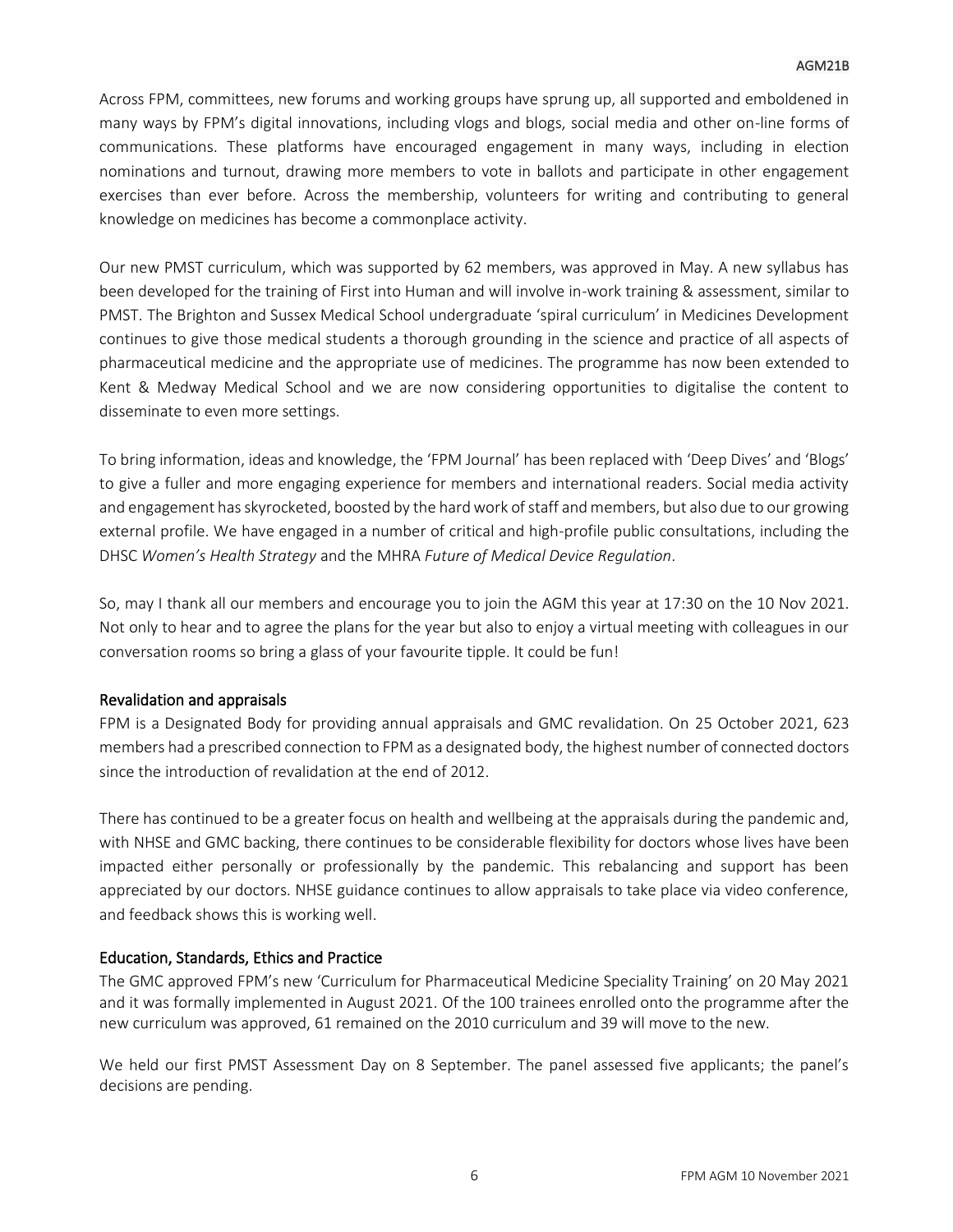Across FPM, committees, new forums and working groups have sprung up, all supported and emboldened in many ways by FPM's digital innovations, including vlogs and blogs, social media and other on-line forms of communications. These platforms have encouraged engagement in many ways, including in election nominations and turnout, drawing more members to vote in ballots and participate in other engagement exercises than ever before. Across the membership, volunteers for writing and contributing to general knowledge on medicines has become a commonplace activity.

Our new PMST curriculum, which was supported by 62 members, was approved in May. A new syllabus has been developed for the training of First into Human and will involve in-work training & assessment, similar to PMST. The Brighton and Sussex Medical School undergraduate 'spiral curriculum' in Medicines Development continues to give those medical students a thorough grounding in the science and practice of all aspects of pharmaceutical medicine and the appropriate use of medicines. The programme has now been extended to Kent & Medway Medical School and we are now considering opportunities to digitalise the content to disseminate to even more settings.

To bring information, ideas and knowledge, the 'FPM Journal' has been replaced with 'Deep Dives' and 'Blogs' to give a fuller and more engaging experience for members and international readers. Social media activity and engagement has skyrocketed, boosted by the hard work of staff and members, but also due to our growing external profile. We have engaged in a number of critical and high-profile public consultations, including the DHSC *Women's Health Strategy* and the MHRA *Future of Medical Device Regulation*.

So, may I thank all our members and encourage you to join the AGM this year at 17:30 on the 10 Nov 2021. Not only to hear and to agree the plans for the year but also to enjoy a virtual meeting with colleagues in our conversation rooms so bring a glass of your favourite tipple. It could be fun!

## Revalidation and appraisals

FPM is a Designated Body for providing annual appraisals and GMC revalidation. On 25 October 2021, 623 members had a prescribed connection to FPM as a designated body, the highest number of connected doctors since the introduction of revalidation at the end of 2012.

There has continued to be a greater focus on health and wellbeing at the appraisals during the pandemic and, with NHSE and GMC backing, there continues to be considerable flexibility for doctors whose lives have been impacted either personally or professionally by the pandemic. This rebalancing and support has been appreciated by our doctors. NHSE guidance continues to allow appraisals to take place via video conference, and feedback shows this is working well.

## Education, Standards, Ethics and Practice

The GMC approved FPM's new 'Curriculum for Pharmaceutical Medicine Speciality Training' on 20 May 2021 and it was formally implemented in August 2021. Of the 100 trainees enrolled onto the programme after the new curriculum was approved, 61 remained on the 2010 curriculum and 39 will move to the new.

We held our first PMST Assessment Day on 8 September. The panel assessed five applicants; the panel's decisions are pending.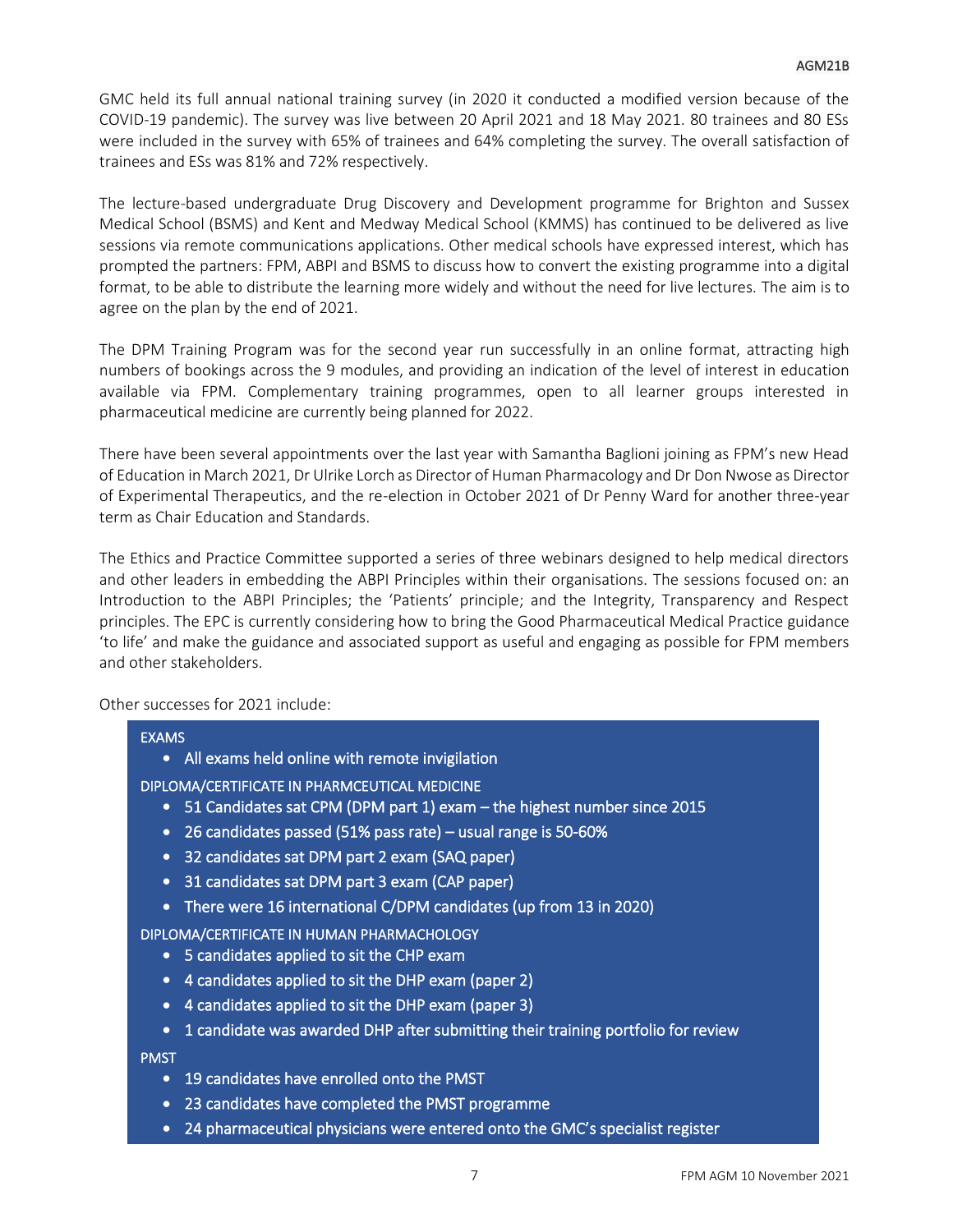GMC held its full annual national training survey (in 2020 it conducted a modified version because of the COVID-19 pandemic). The survey was live between 20 April 2021 and 18 May 2021. 80 trainees and 80 ESs were included in the survey with 65% of trainees and 64% completing the survey. The overall satisfaction of trainees and ESs was 81% and 72% respectively.

The lecture-based undergraduate Drug Discovery and Development programme for Brighton and Sussex Medical School (BSMS) and Kent and Medway Medical School (KMMS) has continued to be delivered as live sessions via remote communications applications. Other medical schools have expressed interest, which has prompted the partners: FPM, ABPI and BSMS to discuss how to convert the existing programme into a digital format, to be able to distribute the learning more widely and without the need for live lectures. The aim is to agree on the plan by the end of 2021.

The DPM Training Program was for the second year run successfully in an online format, attracting high numbers of bookings across the 9 modules, and providing an indication of the level of interest in education available via FPM. Complementary training programmes, open to all learner groups interested in pharmaceutical medicine are currently being planned for 2022.

There have been several appointments over the last year with Samantha Baglioni joining as FPM's new Head of Education in March 2021, Dr Ulrike Lorch as Director of Human Pharmacology and Dr Don Nwose as Director of Experimental Therapeutics, and the re-election in October 2021 of Dr Penny Ward for another three-year term as Chair Education and Standards.

The Ethics and Practice Committee supported a series of three webinars designed to help medical directors and other leaders in embedding the ABPI Principles within their organisations. The sessions focused on: an Introduction to the ABPI Principles; the 'Patients' principle; and the Integrity, Transparency and Respect principles. The EPC is currently considering how to bring the Good Pharmaceutical Medical Practice guidance 'to life' and make the guidance and associated support as useful and engaging as possible for FPM members and other stakeholders.

Other successes for 2021 include:

EXAMS

- All exams held online with remote invigilation

DIPLOMA/CERTIFICATE IN PHARMCEUTICAL MEDICINE

- 51 Candidates sat CPM (DPM part 1) exam – the highest number since 2015
- 26 candidates passed (51% pass rate) – usual range is 50-60%
- 32 candidates sat DPM part 2 exam (SAQ paper)
- 31 candidates sat DPM part 3 exam (CAP paper)
- There were 16 international C/DPM candidates (up from 13 in 2020)

DIPLOMA/CERTIFICATE IN HUMAN PHARMACHOLOGY

- 5 candidates applied to sit the CHP exam
- 4 candidates applied to sit the DHP exam (paper 2)
- 4 candidates applied to sit the DHP exam (paper 3)
- 1 candidate was awarded DHP after submitting their training portfolio for review

PMST

- 19 candidates have enrolled onto the PMST
- 23 candidates have completed the PMST programme
- 24 pharmaceutical physicians were entered onto the GMC's specialist register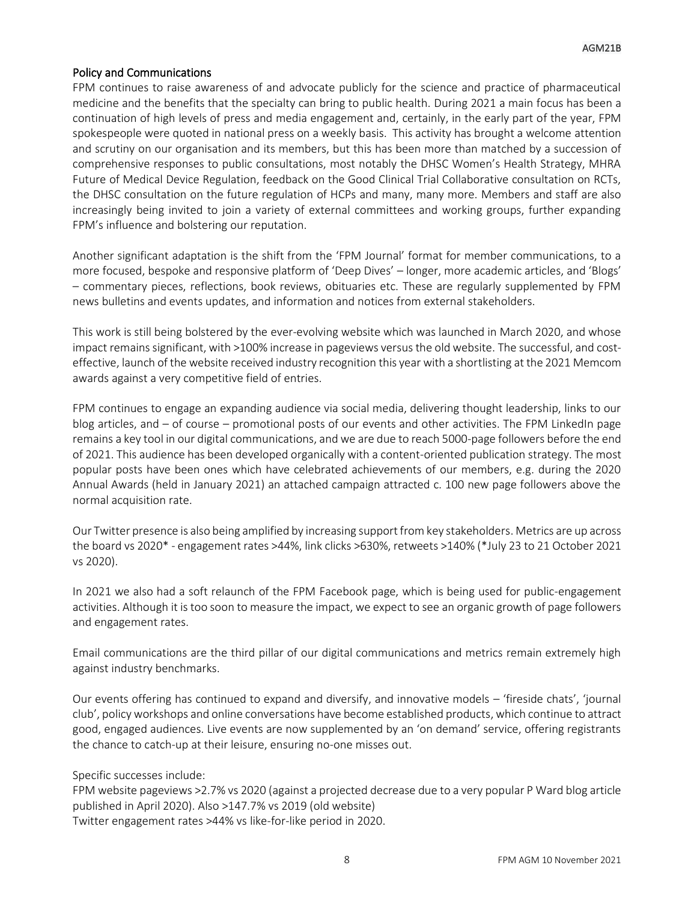## Policy and Communications

FPM continues to raise awareness of and advocate publicly for the science and practice of pharmaceutical medicine and the benefits that the specialty can bring to public health. During 2021 a main focus has been a continuation of high levels of press and media engagement and, certainly, in the early part of the year, FPM spokespeople were quoted in national press on a weekly basis. This activity has brought a welcome attention and scrutiny on our organisation and its members, but this has been more than matched by a succession of comprehensive responses to public consultations, most notably the DHSC Women's Health Strategy, MHRA Future of Medical Device Regulation, feedback on the Good Clinical Trial Collaborative consultation on RCTs, the DHSC consultation on the future regulation of HCPs and many, many more. Members and staff are also increasingly being invited to join a variety of external committees and working groups, further expanding FPM's influence and bolstering our reputation.

Another significant adaptation is the shift from the 'FPM Journal' format for member communications, to a more focused, bespoke and responsive platform of 'Deep Dives' – longer, more academic articles, and 'Blogs' – commentary pieces, reflections, book reviews, obituaries etc. These are regularly supplemented by FPM news bulletins and events updates, and information and notices from external stakeholders.

This work is still being bolstered by the ever-evolving website which was launched in March 2020, and whose impact remains significant, with >100% increase in pageviews versus the old website. The successful, and cost-effective, launch of the website received industry recognition this year with a shortlisting at the 2021 Memcom awards against a very competitive field of entries.

FPM continues to engage an expanding audience via social media, delivering thought leadership, links to our blog articles, and – of course – promotional posts of our events and other activities. The FPM LinkedIn page remains a key tool in our digital communications, and we are due to reach 5000-page followers before the end of 2021. This audience has been developed organically with a content-oriented publication strategy. The most popular posts have been ones which have celebrated achievements of our members, e.g. during the 2020 Annual Awards (held in January 2021) an attached campaign attracted c. 100 new page followers above the normal acquisition rate.

Our Twitter presence is also being amplified by increasing support from key stakeholders. Metrics are up across the board vs 2020* - engagement rates >44%, link clicks >630%, retweets >140% (*July 23 to 21 October 2021 vs 2020).

In 2021 we also had a soft relaunch of the FPM Facebook page, which is being used for public-engagement activities. Although it is too soon to measure the impact, we expect to see an organic growth of page followers and engagement rates.

Email communications are the third pillar of our digital communications and metrics remain extremely high against industry benchmarks.

Our events offering has continued to expand and diversify, and innovative models – 'fireside chats', 'journal club', policy workshops and online conversations have become established products, which continue to attract good, engaged audiences. Live events are now supplemented by an 'on demand' service, offering registrants the chance to catch-up at their leisure, ensuring no-one misses out.

Specific successes include:

FPM website pageviews >2.7% vs 2020 (against a projected decrease due to a very popular P Ward blog article published in April 2020). Also >147.7% vs 2019 (old website)

Twitter engagement rates >44% vs like-for-like period in 2020.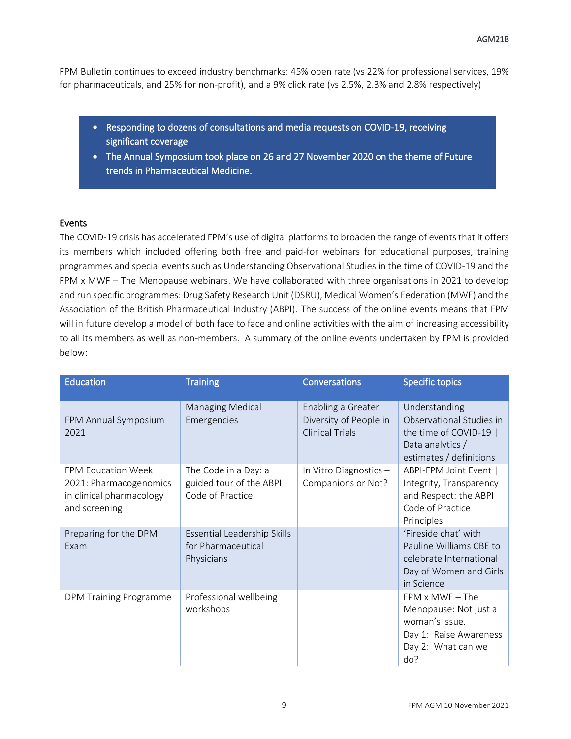FPM Bulletin continues to exceed industry benchmarks: 45% open rate (vs 22% for professional services, 19% for pharmaceuticals, and 25% for non-profit), and a 9% click rate (vs 2.5%, 2.3% and 2.8% respectively)

- Responding to dozens of consultations and media requests on COVID-19, receiving significant coverage
- The Annual Symposium took place on 26 and 27 November 2020 on the theme of Future trends in Pharmaceutical Medicine.

### Events

The COVID-19 crisis has accelerated FPM's use of digital platforms to broaden the range of events that it offers its members which included offering both free and paid-for webinars for educational purposes, training programmes and special events such as Understanding Observational Studies in the time of COVID-19 and the FPM x MWF – The Menopause webinars. We have collaborated with three organisations in 2021 to develop and run specific programmes: Drug Safety Research Unit (DSRU), Medical Women's Federation (MWF) and the Association of the British Pharmaceutical Industry (ABPI). The success of the online events means that FPM will in future develop a model of both face to face and online activities with the aim of increasing accessibility to all its members as well as non-members. A summary of the online events undertaken by FPM is provided below:

| Education | Training | Conversations | Specific topics |
|---|---|---|---|
| FPM Annual Symposium 2021 | Managing Medical Emergencies | Enabling a Greater Diversity of People in Clinical Trials | Understanding Observational Studies in the time of COVID-19 \| Data analytics / estimates / definitions |
| FPM Education Week 2021: Pharmacogenomics in clinical pharmacology and screening | The Code in a Day: a guided tour of the ABPI Code of Practice | In Vitro Diagnostics – Companions or Not? | ABPI-FPM Joint Event \| Integrity, Transparency and Respect: the ABPI Code of Practice Principles |
| Preparing for the DPM Exam | Essential Leadership Skills for Pharmaceutical Physicians | | 'Fireside chat' with Pauline Williams CBE to celebrate International Day of Women and Girls in Science |
| DPM Training Programme | Professional wellbeing workshops | | FPM x MWF – The Menopause: Not just a woman's issue.<br>Day 1: Raise Awareness<br>Day 2: What can we do? |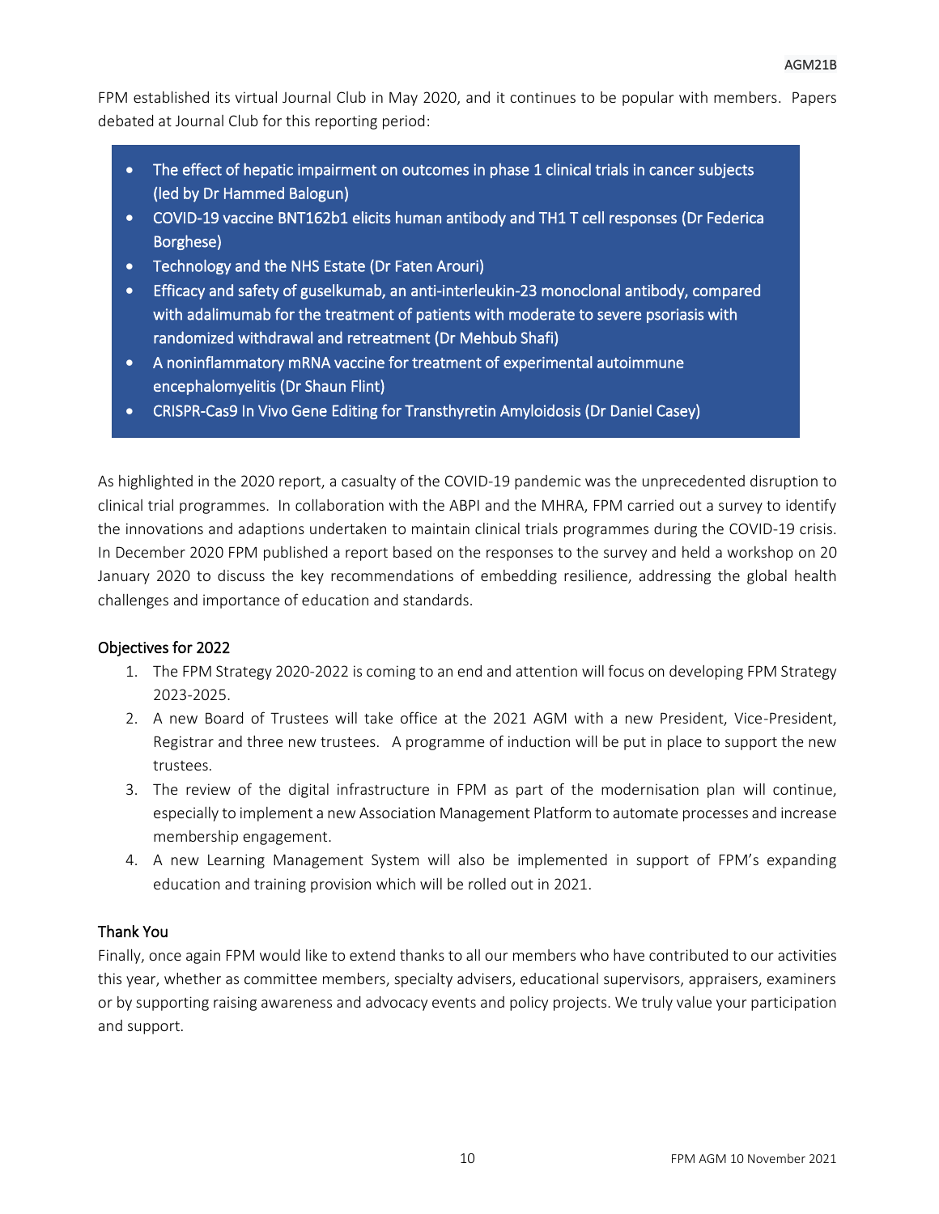FPM established its virtual Journal Club in May 2020, and it continues to be popular with members. Papers debated at Journal Club for this reporting period:

- The effect of hepatic impairment on outcomes in phase 1 clinical trials in cancer subjects (led by Dr Hammed Balogun)
- COVID-19 vaccine BNT162b1 elicits human antibody and TH1 T cell responses (Dr Federica Borghese)
- Technology and the NHS Estate (Dr Faten Arouri)
- Efficacy and safety of guselkumab, an anti-interleukin-23 monoclonal antibody, compared with adalimumab for the treatment of patients with moderate to severe psoriasis with randomized withdrawal and retreatment (Dr Mehbub Shafi)
- A noninflammatory mRNA vaccine for treatment of experimental autoimmune encephalomyelitis (Dr Shaun Flint)
- CRISPR-Cas9 In Vivo Gene Editing for Transthyretin Amyloidosis (Dr Daniel Casey)

As highlighted in the 2020 report, a casualty of the COVID-19 pandemic was the unprecedented disruption to clinical trial programmes. In collaboration with the ABPI and the MHRA, FPM carried out a survey to identify the innovations and adaptions undertaken to maintain clinical trials programmes during the COVID-19 crisis. In December 2020 FPM published a report based on the responses to the survey and held a workshop on 20 January 2020 to discuss the key recommendations of embedding resilience, addressing the global health challenges and importance of education and standards.

## Objectives for 2022

1. The FPM Strategy 2020-2022 is coming to an end and attention will focus on developing FPM Strategy 2023-2025.
2. A new Board of Trustees will take office at the 2021 AGM with a new President, Vice-President, Registrar and three new trustees. A programme of induction will be put in place to support the new trustees.
3. The review of the digital infrastructure in FPM as part of the modernisation plan will continue, especially to implement a new Association Management Platform to automate processes and increase membership engagement.
4. A new Learning Management System will also be implemented in support of FPM's expanding education and training provision which will be rolled out in 2021.

## Thank You

Finally, once again FPM would like to extend thanks to all our members who have contributed to our activities this year, whether as committee members, specialty advisers, educational supervisors, appraisers, examiners or by supporting raising awareness and advocacy events and policy projects. We truly value your participation and support.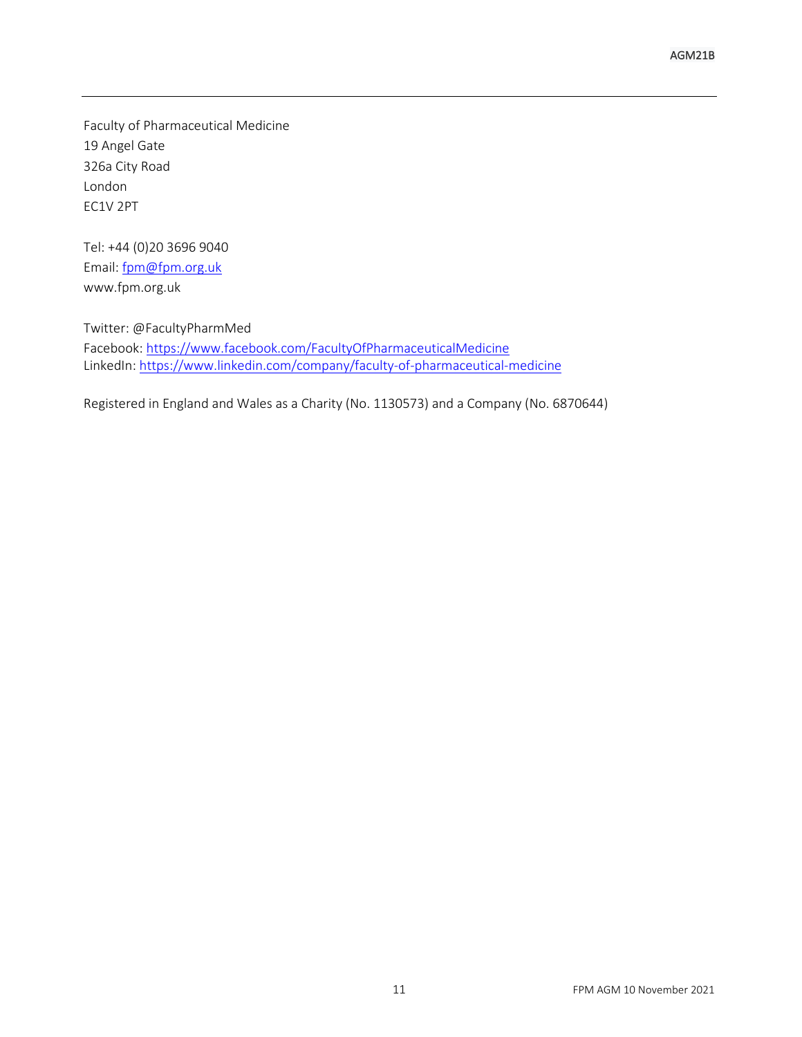Faculty of Pharmaceutical Medicine
19 Angel Gate
326a City Road
London
EC1V 2PT

Tel: +44 (0)20 3696 9040
Email: fpm@fpm.org.uk
www.fpm.org.uk

Twitter: @FacultyPharmMed
Facebook: https://www.facebook.com/FacultyOfPharmaceuticalMedicine
LinkedIn: https://www.linkedin.com/company/faculty-of-pharmaceutical-medicine

Registered in England and Wales as a Charity (No. 1130573) and a Company (No. 6870644)